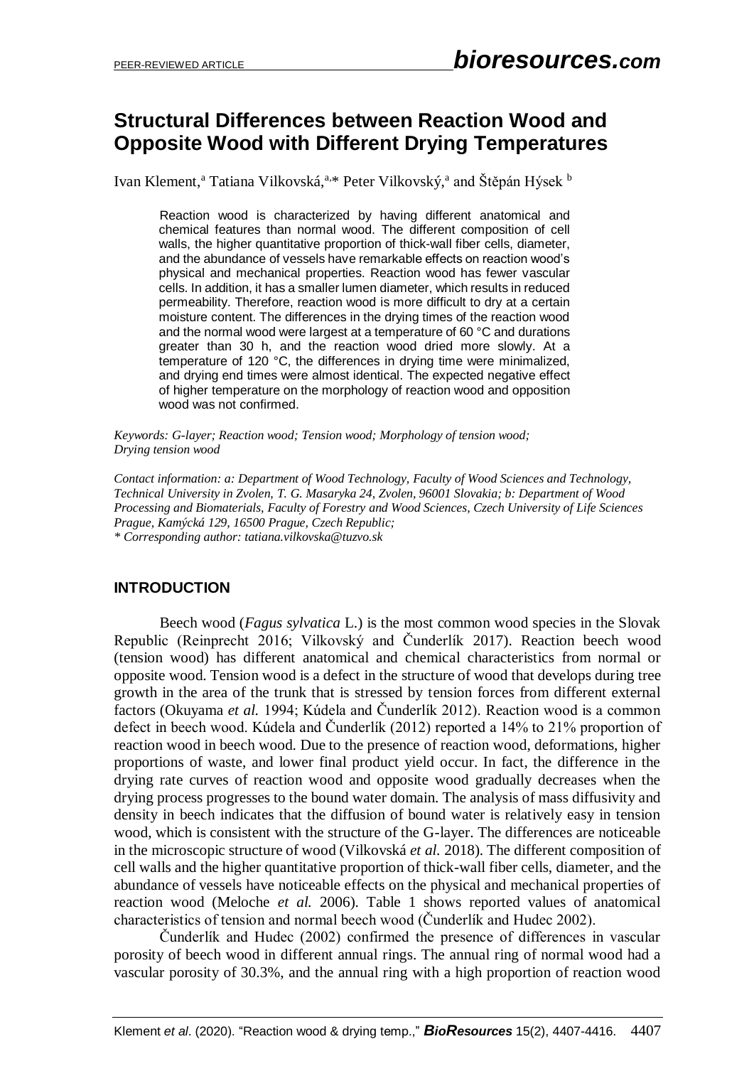# Structural Differences between Reaction Wood and Opposite Wood with Different Drying Temperatures

Ivan Klement,[a] Tatiana Vilkovská,[a,*] Peter Vilkovský,[a] and Štěpán Hýsek [b]

Reaction wood is characterized by having different anatomical and chemical features than normal wood. The different composition of cell walls, the higher quantitative proportion of thick-wall fiber cells, diameter, and the abundance of vessels have remarkable effects on reaction wood's physical and mechanical properties. Reaction wood has fewer vascular cells. In addition, it has a smaller lumen diameter, which results in reduced permeability. Therefore, reaction wood is more difficult to dry at a certain moisture content. The differences in the drying times of the reaction wood and the normal wood were largest at a temperature of 60 °C and durations greater than 30 h, and the reaction wood dried more slowly. At a temperature of 120 °C, the differences in drying time were minimalized, and drying end times were almost identical. The expected negative effect of higher temperature on the morphology of reaction wood and opposition wood was not confirmed.

*Keywords: G-layer; Reaction wood; Tension wood; Morphology of tension wood; Drying tension wood*

*Contact information: a: Department of Wood Technology, Faculty of Wood Sciences and Technology, Technical University in Zvolen, T. G. Masaryka 24, Zvolen, 96001 Slovakia; b: Department of Wood Processing and Biomaterials, Faculty of Forestry and Wood Sciences, Czech University of Life Sciences Prague, Kamýcká 129, 16500 Prague, Czech Republic;*
*\* Corresponding author: tatiana.vilkovska@tuzvo.sk*

## INTRODUCTION

Beech wood (*Fagus sylvatica* L.) is the most common wood species in the Slovak Republic (Reinprecht 2016; Vilkovský and Čunderlík 2017). Reaction beech wood (tension wood) has different anatomical and chemical characteristics from normal or opposite wood. Tension wood is a defect in the structure of wood that develops during tree growth in the area of the trunk that is stressed by tension forces from different external factors (Okuyama *et al.* 1994; Kúdela and Čunderlík 2012). Reaction wood is a common defect in beech wood. Kúdela and Čunderlík (2012) reported a 14% to 21% proportion of reaction wood in beech wood. Due to the presence of reaction wood, deformations, higher proportions of waste, and lower final product yield occur. In fact, the difference in the drying rate curves of reaction wood and opposite wood gradually decreases when the drying process progresses to the bound water domain. The analysis of mass diffusivity and density in beech indicates that the diffusion of bound water is relatively easy in tension wood, which is consistent with the structure of the G-layer. The differences are noticeable in the microscopic structure of wood (Vilkovská *et al.* 2018). The different composition of cell walls and the higher quantitative proportion of thick-wall fiber cells, diameter, and the abundance of vessels have noticeable effects on the physical and mechanical properties of reaction wood (Meloche *et al.* 2006). Table 1 shows reported values of anatomical characteristics of tension and normal beech wood (Čunderlík and Hudec 2002).

Čunderlík and Hudec (2002) confirmed the presence of differences in vascular porosity of beech wood in different annual rings. The annual ring of normal wood had a vascular porosity of 30.3%, and the annual ring with a high proportion of reaction wood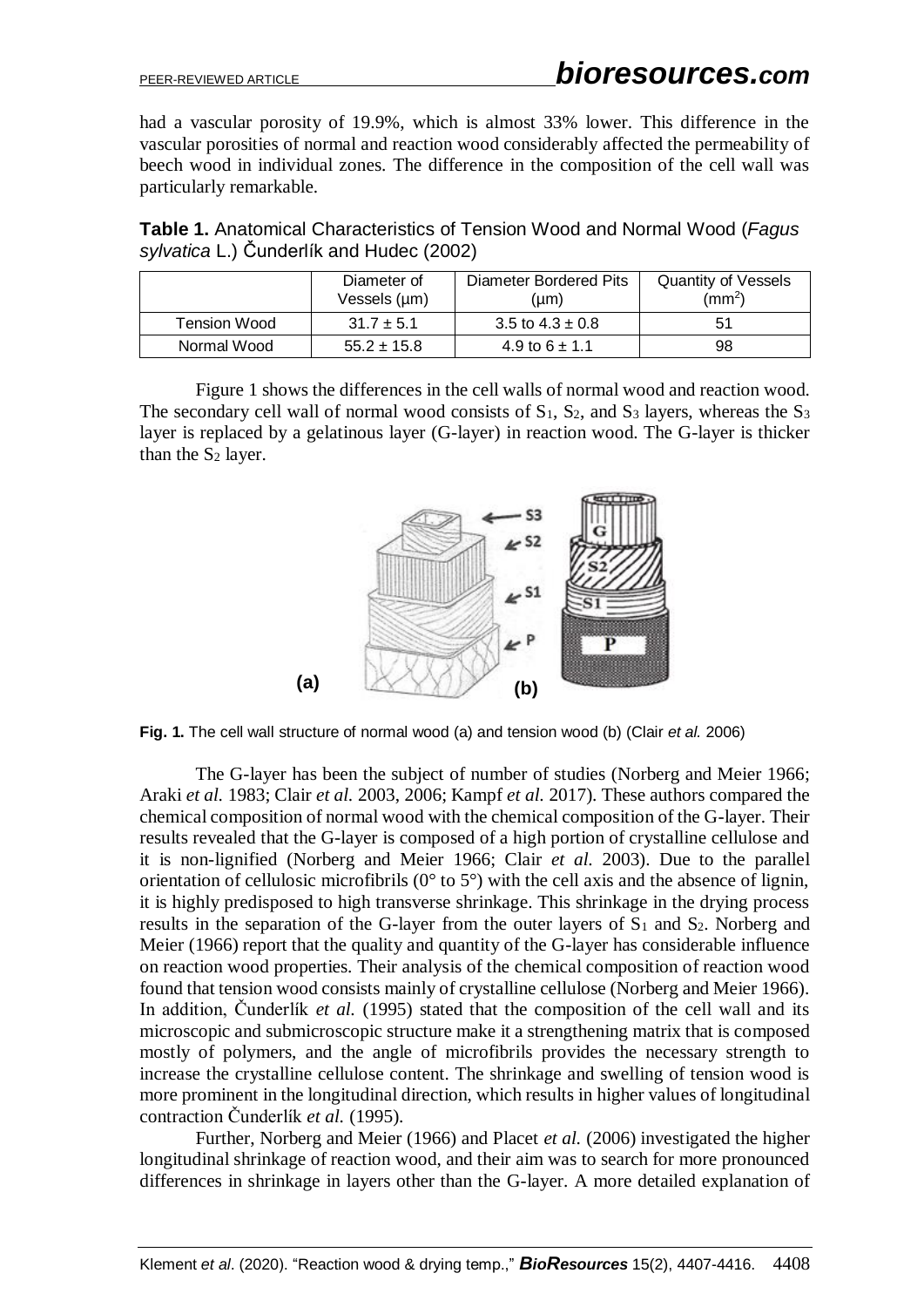had a vascular porosity of 19.9%, which is almost 33% lower. This difference in the vascular porosities of normal and reaction wood considerably affected the permeability of beech wood in individual zones. The difference in the composition of the cell wall was particularly remarkable.

**Table 1.** Anatomical Characteristics of Tension Wood and Normal Wood (*Fagus sylvatica* L.) Čunderlík and Hudec (2002)

| | Diameter of Vessels (μm) | Diameter Bordered Pits (μm) | Quantity of Vessels ($mm^2$) |
|---|---|---|---|
| Tension Wood | 31.7 ± 5.1 | 3.5 to 4.3 ± 0.8 | 51 |
| Normal Wood | 55.2 ± 15.8 | 4.9 to 6 ± 1.1 | 98 |

Figure 1 shows the differences in the cell walls of normal wood and reaction wood. The secondary cell wall of normal wood consists of $S_1$, $S_2$, and $S_3$ layers, whereas the $S_3$ layer is replaced by a gelatinous layer (G-layer) in reaction wood. The G-layer is thicker than the $S_2$ layer.

S3
S2
S1
P
G
S2
S1
P
(a)
(b)

**Fig. 1.** The cell wall structure of normal wood (a) and tension wood (b) (Clair *et al.* 2006)

The G-layer has been the subject of number of studies (Norberg and Meier 1966; Araki *et al.* 1983; Clair *et al.* 2003, 2006; Kampf *et al.* 2017). These authors compared the chemical composition of normal wood with the chemical composition of the G-layer. Their results revealed that the G-layer is composed of a high portion of crystalline cellulose and it is non-lignified (Norberg and Meier 1966; Clair *et al.* 2003). Due to the parallel orientation of cellulosic microfibrils (0° to 5°) with the cell axis and the absence of lignin, it is highly predisposed to high transverse shrinkage. This shrinkage in the drying process results in the separation of the G-layer from the outer layers of $S_1$ and $S_2$. Norberg and Meier (1966) report that the quality and quantity of the G-layer has considerable influence on reaction wood properties. Their analysis of the chemical composition of reaction wood found that tension wood consists mainly of crystalline cellulose (Norberg and Meier 1966). In addition, Čunderlík *et al.* (1995) stated that the composition of the cell wall and its microscopic and submicroscopic structure make it a strengthening matrix that is composed mostly of polymers, and the angle of microfibrils provides the necessary strength to increase the crystalline cellulose content. The shrinkage and swelling of tension wood is more prominent in the longitudinal direction, which results in higher values of longitudinal contraction Čunderlík *et al.* (1995).

Further, Norberg and Meier (1966) and Placet *et al.* (2006) investigated the higher longitudinal shrinkage of reaction wood, and their aim was to search for more pronounced differences in shrinkage in layers other than the G-layer. A more detailed explanation of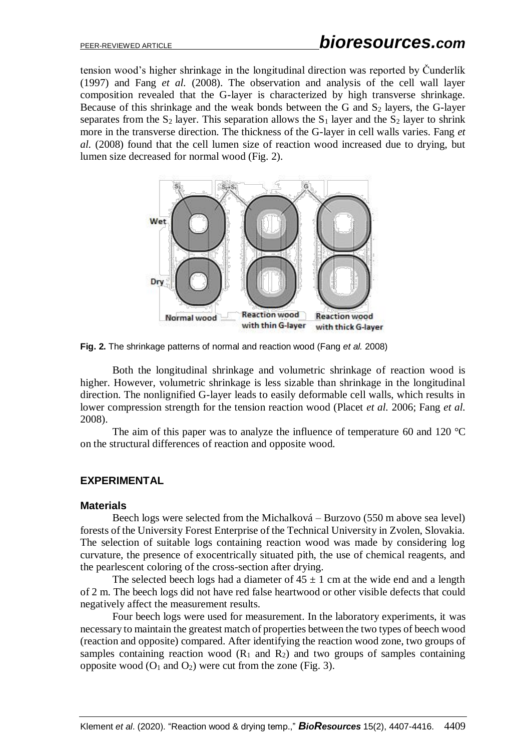tension wood's higher shrinkage in the longitudinal direction was reported by Čunderlík (1997) and Fang *et al.* (2008). The observation and analysis of the cell wall layer composition revealed that the G-layer is characterized by high transverse shrinkage. Because of this shrinkage and the weak bonds between the G and $S_2$ layers, the G-layer separates from the $S_2$ layer. This separation allows the $S_1$ layer and the $S_2$ layer to shrink more in the transverse direction. The thickness of the G-layer in cell walls varies. Fang *et al.* (2008) found that the cell lumen size of reaction wood increased due to drying, but lumen size decreased for normal wood (Fig. 2).

S
$S_1+S_2$
G
Wet
Dry
Normal wood
Reaction wood with thin G-layer
Reaction wood with thick G-layer

**Fig. 2.** The shrinkage patterns of normal and reaction wood (Fang *et al.* 2008)

Both the longitudinal shrinkage and volumetric shrinkage of reaction wood is higher. However, volumetric shrinkage is less sizable than shrinkage in the longitudinal direction. The nonlignified G-layer leads to easily deformable cell walls, which results in lower compression strength for the tension reaction wood (Placet *et al.* 2006; Fang *et al.* 2008).

The aim of this paper was to analyze the influence of temperature 60 and 120 °C on the structural differences of reaction and opposite wood.

## EXPERIMENTAL

### Materials

Beech logs were selected from the Michalková – Burzovo (550 m above sea level) forests of the University Forest Enterprise of the Technical University in Zvolen, Slovakia. The selection of suitable logs containing reaction wood was made by considering log curvature, the presence of exocentrically situated pith, the use of chemical reagents, and the pearlescent coloring of the cross-section after drying.

The selected beech logs had a diameter of 45 ± 1 cm at the wide end and a length of 2 m. The beech logs did not have red false heartwood or other visible defects that could negatively affect the measurement results.

Four beech logs were used for measurement. In the laboratory experiments, it was necessary to maintain the greatest match of properties between the two types of beech wood (reaction and opposite) compared. After identifying the reaction wood zone, two groups of samples containing reaction wood ($R_1$ and $R_2$) and two groups of samples containing opposite wood ($O_1$ and $O_2$) were cut from the zone (Fig. 3).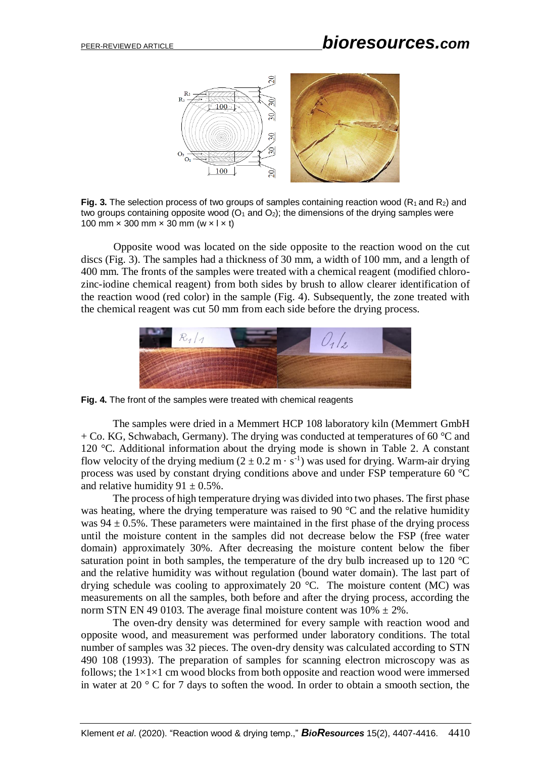**Fig. 3.** The selection process of two groups of samples containing reaction wood ($R_1$ and $R_2$) and two groups containing opposite wood ($O_1$ and $O_2$); the dimensions of the drying samples were 100 mm × 300 mm × 30 mm (w × l × t)

Opposite wood was located on the side opposite to the reaction wood on the cut discs (Fig. 3). The samples had a thickness of 30 mm, a width of 100 mm, and a length of 400 mm. The fronts of the samples were treated with a chemical reagent (modified chloro-zinc-iodine chemical reagent) from both sides by brush to allow clearer identification of the reaction wood (red color) in the sample (Fig. 4). Subsequently, the zone treated with the chemical reagent was cut 50 mm from each side before the drying process.

**Fig. 4.** The front of the samples were treated with chemical reagents

The samples were dried in a Memmert HCP 108 laboratory kiln (Memmert GmbH + Co. KG, Schwabach, Germany). The drying was conducted at temperatures of 60 °C and 120 °C. Additional information about the drying mode is shown in Table 2. A constant flow velocity of the drying medium ($2 \pm 0.2$ m · s$^{-1}$) was used for drying. Warm-air drying process was used by constant drying conditions above and under FSP temperature 60 °C and relative humidity 91 ± 0.5%.

The process of high temperature drying was divided into two phases. The first phase was heating, where the drying temperature was raised to 90 °C and the relative humidity was 94 ± 0.5%. These parameters were maintained in the first phase of the drying process until the moisture content in the samples did not decrease below the FSP (free water domain) approximately 30%. After decreasing the moisture content below the fiber saturation point in both samples, the temperature of the dry bulb increased up to 120 °C and the relative humidity was without regulation (bound water domain). The last part of drying schedule was cooling to approximately 20 °C. The moisture content (MC) was measurements on all the samples, both before and after the drying process, according the norm STN EN 49 0103. The average final moisture content was 10% ± 2%.

The oven-dry density was determined for every sample with reaction wood and opposite wood, and measurement was performed under laboratory conditions. The total number of samples was 32 pieces. The oven-dry density was calculated according to STN 490 108 (1993). The preparation of samples for scanning electron microscopy was as follows; the 1×1×1 cm wood blocks from both opposite and reaction wood were immersed in water at 20 ° C for 7 days to soften the wood. In order to obtain a smooth section, the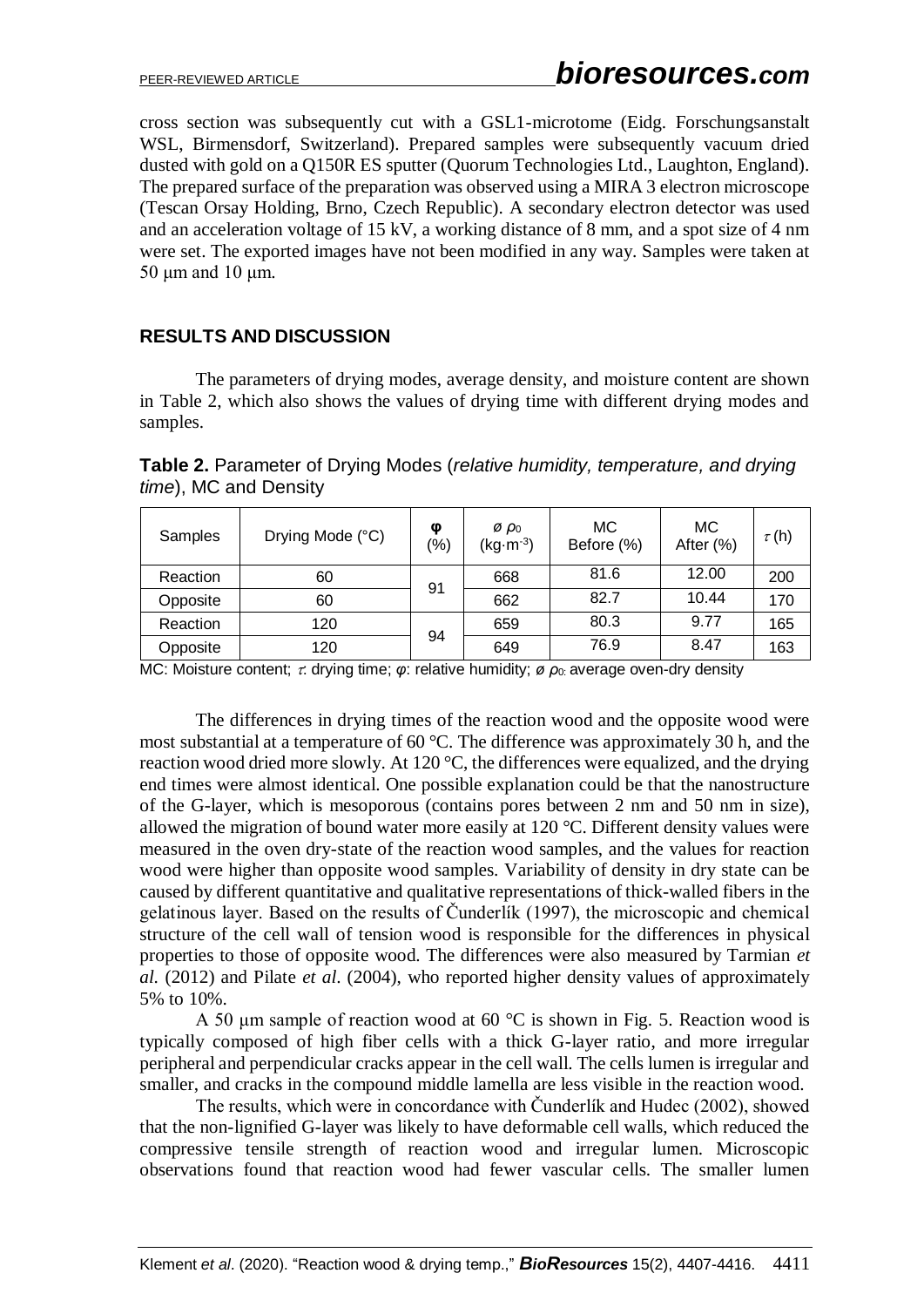cross section was subsequently cut with a GSL1-microtome (Eidg. Forschungsanstalt WSL, Birmensdorf, Switzerland). Prepared samples were subsequently vacuum dried dusted with gold on a Q150R ES sputter (Quorum Technologies Ltd., Laughton, England). The prepared surface of the preparation was observed using a MIRA 3 electron microscope (Tescan Orsay Holding, Brno, Czech Republic). A secondary electron detector was used and an acceleration voltage of 15 kV, a working distance of 8 mm, and a spot size of 4 nm were set. The exported images have not been modified in any way. Samples were taken at 50 μm and 10 μm.

## RESULTS AND DISCUSSION

The parameters of drying modes, average density, and moisture content are shown in Table 2, which also shows the values of drying time with different drying modes and samples.

**Table 2.** Parameter of Drying Modes (*relative humidity, temperature, and drying time*), MC and Density

| Samples | Drying Mode (°C) | **φ** (%) | ø $\rho_0$ (kg·m$^{-3}$) | MC Before (%) | MC After (%) | $\tau$ (h) |
|---|---|---|---|---|---|---|
| Reaction | 60 | 91 | 668 | 81.6 | 12.00 | 200 |
| Opposite | 60 | | 662 | 82.7 | 10.44 | 170 |
| Reaction | 120 | 94 | 659 | 80.3 | 9.77 | 165 |
| Opposite | 120 | | 649 | 76.9 | 8.47 | 163 |

MC: Moisture content; $\tau$: drying time; $\varphi$: relative humidity; ø $\rho_0$: average oven-dry density

The differences in drying times of the reaction wood and the opposite wood were most substantial at a temperature of 60 °C. The difference was approximately 30 h, and the reaction wood dried more slowly. At 120 °C, the differences were equalized, and the drying end times were almost identical. One possible explanation could be that the nanostructure of the G-layer, which is mesoporous (contains pores between 2 nm and 50 nm in size), allowed the migration of bound water more easily at 120 °C. Different density values were measured in the oven dry-state of the reaction wood samples, and the values for reaction wood were higher than opposite wood samples. Variability of density in dry state can be caused by different quantitative and qualitative representations of thick-walled fibers in the gelatinous layer. Based on the results of Čunderlík (1997), the microscopic and chemical structure of the cell wall of tension wood is responsible for the differences in physical properties to those of opposite wood. The differences were also measured by Tarmian *et al*. (2012) and Pilate *et al*. (2004), who reported higher density values of approximately 5% to 10%.

A 50 μm sample of reaction wood at 60 °C is shown in Fig. 5. Reaction wood is typically composed of high fiber cells with a thick G-layer ratio, and more irregular peripheral and perpendicular cracks appear in the cell wall. The cells lumen is irregular and smaller, and cracks in the compound middle lamella are less visible in the reaction wood.

The results, which were in concordance with Čunderlík and Hudec (2002), showed that the non-lignified G-layer was likely to have deformable cell walls, which reduced the compressive tensile strength of reaction wood and irregular lumen. Microscopic observations found that reaction wood had fewer vascular cells. The smaller lumen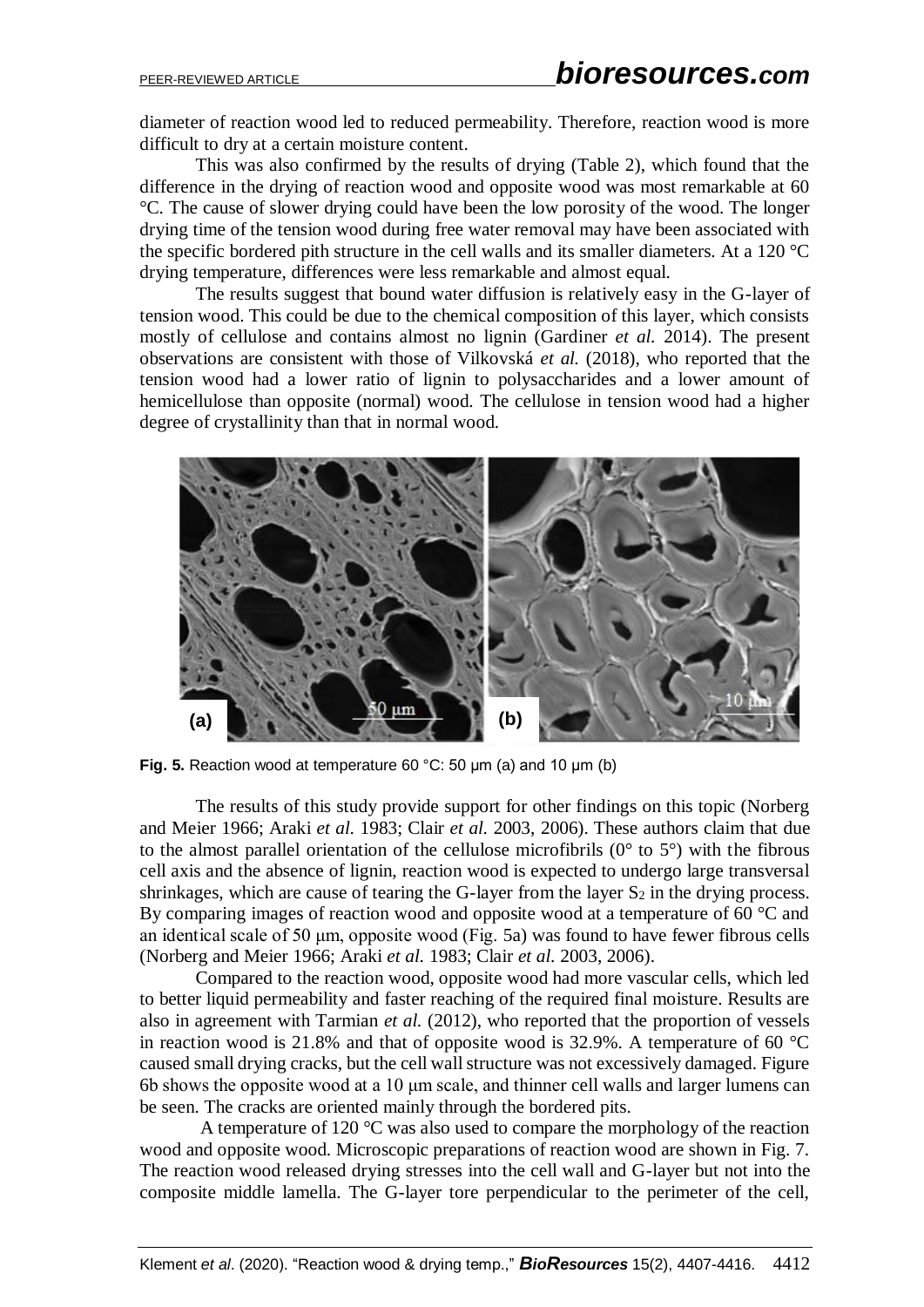diameter of reaction wood led to reduced permeability. Therefore, reaction wood is more difficult to dry at a certain moisture content.

This was also confirmed by the results of drying (Table 2), which found that the difference in the drying of reaction wood and opposite wood was most remarkable at 60 °C. The cause of slower drying could have been the low porosity of the wood. The longer drying time of the tension wood during free water removal may have been associated with the specific bordered pith structure in the cell walls and its smaller diameters. At a 120 °C drying temperature, differences were less remarkable and almost equal.

The results suggest that bound water diffusion is relatively easy in the G-layer of tension wood. This could be due to the chemical composition of this layer, which consists mostly of cellulose and contains almost no lignin (Gardiner *et al.* 2014). The present observations are consistent with those of Vilkovská *et al.* (2018), who reported that the tension wood had a lower ratio of lignin to polysaccharides and a lower amount of hemicellulose than opposite (normal) wood. The cellulose in tension wood had a higher degree of crystallinity than that in normal wood.

**Fig. 5.** Reaction wood at temperature 60 °C: 50 μm (a) and 10 μm (b)

The results of this study provide support for other findings on this topic (Norberg and Meier 1966; Araki *et al.* 1983; Clair *et al.* 2003, 2006). These authors claim that due to the almost parallel orientation of the cellulose microfibrils (0° to 5°) with the fibrous cell axis and the absence of lignin, reaction wood is expected to undergo large transversal shrinkages, which are cause of tearing the G-layer from the layer $S_2$ in the drying process. By comparing images of reaction wood and opposite wood at a temperature of 60 °C and an identical scale of 50 μm, opposite wood (Fig. 5a) was found to have fewer fibrous cells (Norberg and Meier 1966; Araki *et al.* 1983; Clair *et al.* 2003, 2006).

Compared to the reaction wood, opposite wood had more vascular cells, which led to better liquid permeability and faster reaching of the required final moisture. Results are also in agreement with Tarmian *et al.* (2012), who reported that the proportion of vessels in reaction wood is 21.8% and that of opposite wood is 32.9%. A temperature of 60 °C caused small drying cracks, but the cell wall structure was not excessively damaged. Figure 6b shows the opposite wood at a 10 μm scale, and thinner cell walls and larger lumens can be seen. The cracks are oriented mainly through the bordered pits.

A temperature of 120 °C was also used to compare the morphology of the reaction wood and opposite wood. Microscopic preparations of reaction wood are shown in Fig. 7. The reaction wood released drying stresses into the cell wall and G-layer but not into the composite middle lamella. The G-layer tore perpendicular to the perimeter of the cell,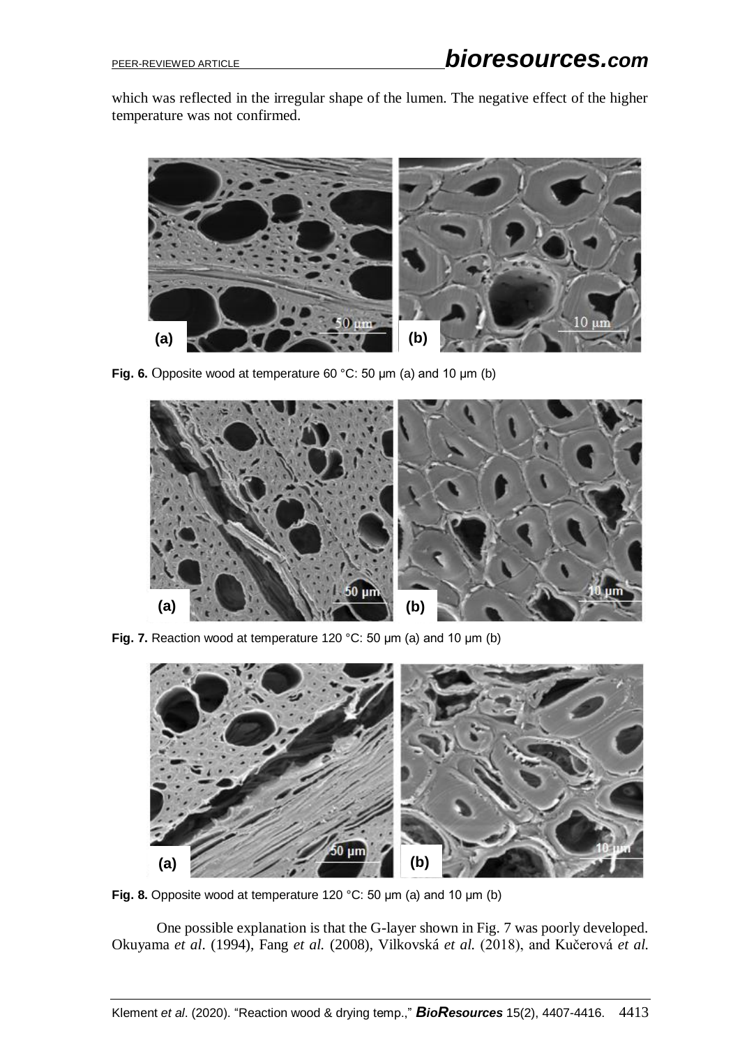which was reflected in the irregular shape of the lumen. The negative effect of the higher temperature was not confirmed.

50 μm
(a)
10 μm
(b)

**Fig. 6.** Opposite wood at temperature 60 °C: 50 μm (a) and 10 μm (b)

50 μm
(a)
10 μm
(b)

**Fig. 7.** Reaction wood at temperature 120 °C: 50 μm (a) and 10 μm (b)

50 μm
(a)
10 μm
(b)

**Fig. 8.** Opposite wood at temperature 120 °C: 50 μm (a) and 10 μm (b)

One possible explanation is that the G-layer shown in Fig. 7 was poorly developed. Okuyama *et al*. (1994), Fang *et al.* (2008), Vilkovská *et al.* (2018), and Kučerová *et al.*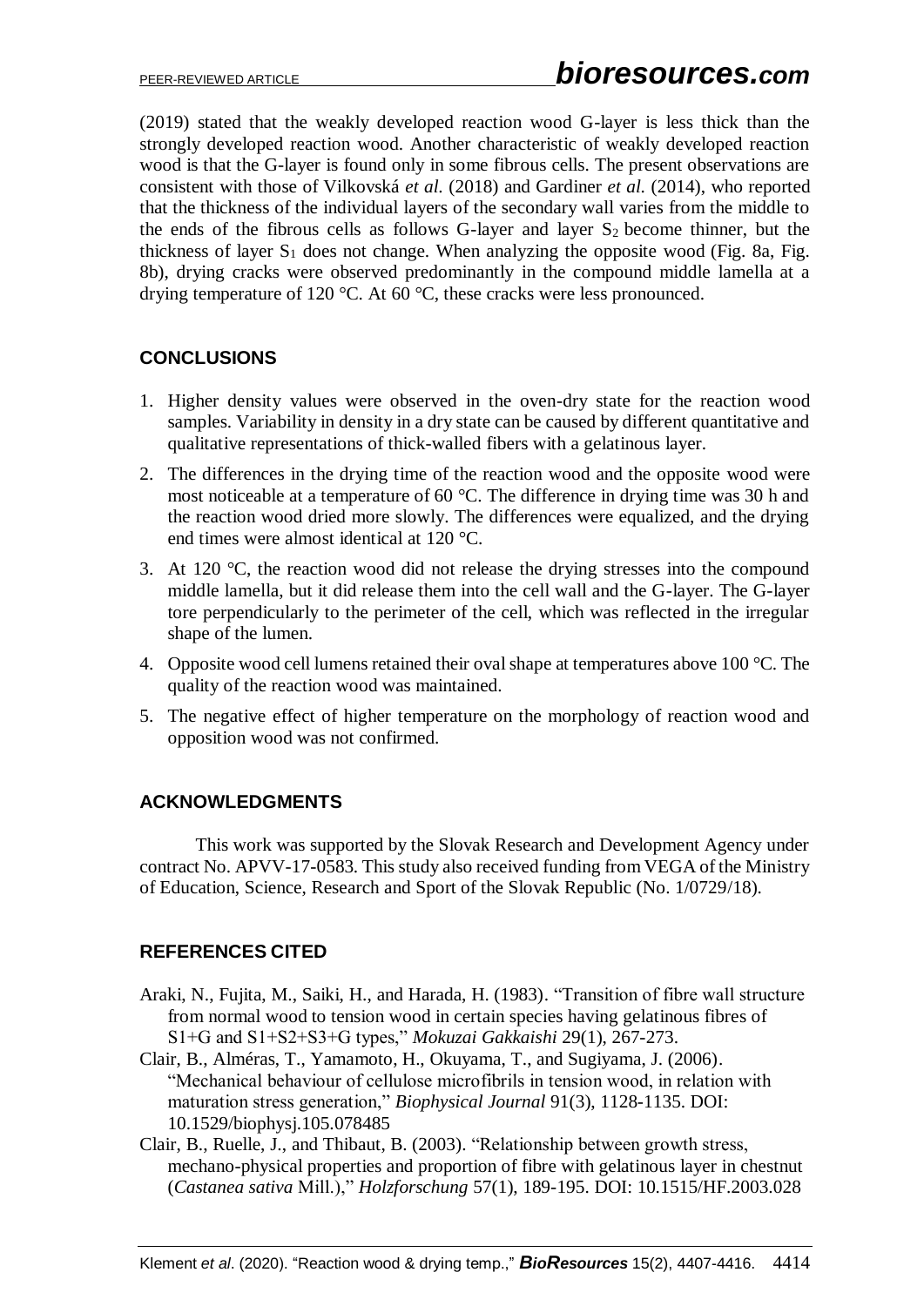(2019) stated that the weakly developed reaction wood G-layer is less thick than the strongly developed reaction wood. Another characteristic of weakly developed reaction wood is that the G-layer is found only in some fibrous cells. The present observations are consistent with those of Vilkovská *et al.* (2018) and Gardiner *et al.* (2014), who reported that the thickness of the individual layers of the secondary wall varies from the middle to the ends of the fibrous cells as follows G-layer and layer $S_2$ become thinner, but the thickness of layer $S_1$ does not change. When analyzing the opposite wood (Fig. 8a, Fig. 8b), drying cracks were observed predominantly in the compound middle lamella at a drying temperature of 120 °C. At 60 °C, these cracks were less pronounced.

## CONCLUSIONS

1. Higher density values were observed in the oven-dry state for the reaction wood samples. Variability in density in a dry state can be caused by different quantitative and qualitative representations of thick-walled fibers with a gelatinous layer.
2. The differences in the drying time of the reaction wood and the opposite wood were most noticeable at a temperature of 60 °C. The difference in drying time was 30 h and the reaction wood dried more slowly. The differences were equalized, and the drying end times were almost identical at 120 °C.
3. At 120 °C, the reaction wood did not release the drying stresses into the compound middle lamella, but it did release them into the cell wall and the G-layer. The G-layer tore perpendicularly to the perimeter of the cell, which was reflected in the irregular shape of the lumen.
4. Opposite wood cell lumens retained their oval shape at temperatures above 100 °C. The quality of the reaction wood was maintained.
5. The negative effect of higher temperature on the morphology of reaction wood and opposition wood was not confirmed.

## ACKNOWLEDGMENTS

This work was supported by the Slovak Research and Development Agency under contract No. APVV-17-0583. This study also received funding from VEGA of the Ministry of Education, Science, Research and Sport of the Slovak Republic (No. 1/0729/18).

## REFERENCES CITED

Araki, N., Fujita, M., Saiki, H., and Harada, H. (1983). "Transition of fibre wall structure from normal wood to tension wood in certain species having gelatinous fibres of S1+G and S1+S2+S3+G types," *Mokuzai Gakkaishi* 29(1), 267-273.

Clair, B., Alméras, T., Yamamoto, H., Okuyama, T., and Sugiyama, J. (2006). "Mechanical behaviour of cellulose microfibrils in tension wood, in relation with maturation stress generation," *Biophysical Journal* 91(3), 1128-1135. DOI: 10.1529/biophysj.105.078485

Clair, B., Ruelle, J., and Thibaut, B. (2003). "Relationship between growth stress, mechano-physical properties and proportion of fibre with gelatinous layer in chestnut (*Castanea sativa* Mill.)," *Holzforschung* 57(1), 189-195. DOI: 10.1515/HF.2003.028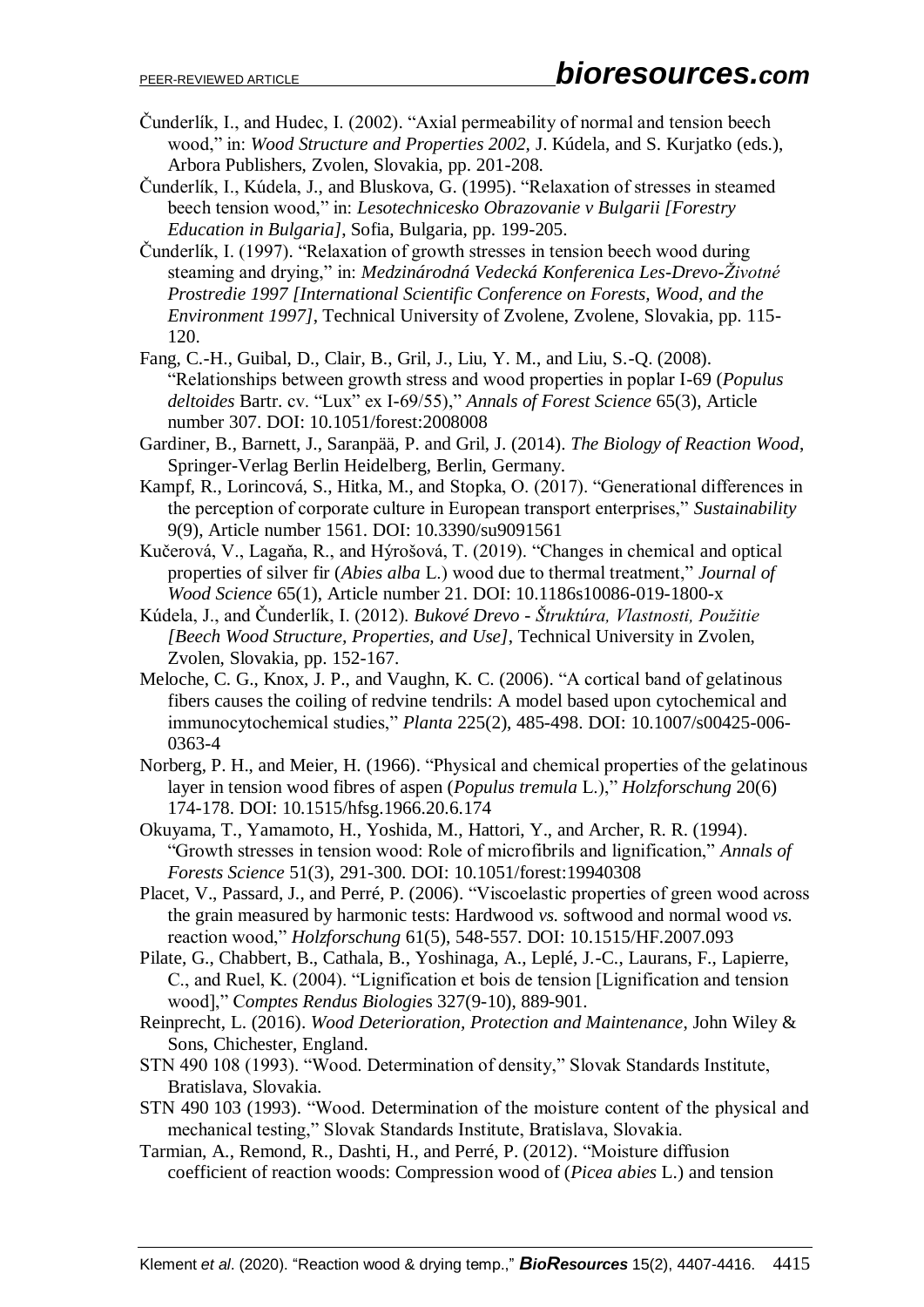Čunderlík, I., and Hudec, I. (2002). "Axial permeability of normal and tension beech wood," in: *Wood Structure and Properties 2002*, J. Kúdela, and S. Kurjatko (eds.), Arbora Publishers, Zvolen, Slovakia, pp. 201-208.

Čunderlík, I., Kúdela, J., and Bluskova, G. (1995). "Relaxation of stresses in steamed beech tension wood," in: *Lesotechnicesko Obrazovanie v Bulgarii [Forestry Education in Bulgaria]*, Sofia, Bulgaria, pp. 199-205.

Čunderlík, I. (1997). "Relaxation of growth stresses in tension beech wood during steaming and drying," in: *Medzinárodná Vedecká Konferenica Les-Drevo-Životné Prostredie 1997 [International Scientific Conference on Forests, Wood, and the Environment 1997]*, Technical University of Zvolene, Zvolene, Slovakia, pp. 115-120.

Fang, C.-H., Guibal, D., Clair, B., Gril, J., Liu, Y. M., and Liu, S.-Q. (2008). "Relationships between growth stress and wood properties in poplar I-69 (*Populus deltoides* Bartr. cv. "Lux" ex I-69/55)," *Annals of Forest Science* 65(3), Article number 307. DOI: 10.1051/forest:2008008

Gardiner, B., Barnett, J., Saranpää, P. and Gril, J. (2014). *The Biology of Reaction Wood*, Springer-Verlag Berlin Heidelberg, Berlin, Germany.

Kampf, R., Lorincová, S., Hitka, M., and Stopka, O. (2017). "Generational differences in the perception of corporate culture in European transport enterprises," *Sustainability* 9(9), Article number 1561. DOI: 10.3390/su9091561

Kučerová, V., Lagaňa, R., and Hýrošová, T. (2019). "Changes in chemical and optical properties of silver fir (*Abies alba* L.) wood due to thermal treatment," *Journal of Wood Science* 65(1), Article number 21. DOI: 10.1186s10086-019-1800-x

Kúdela, J., and Čunderlík, I. (2012). *Bukové Drevo - Štruktúra, Vlastnosti, Použitie [Beech Wood Structure, Properties, and Use]*, Technical University in Zvolen, Zvolen, Slovakia, pp. 152-167.

Meloche, C. G., Knox, J. P., and Vaughn, K. C. (2006). "A cortical band of gelatinous fibers causes the coiling of redvine tendrils: A model based upon cytochemical and immunocytochemical studies," *Planta* 225(2), 485-498. DOI: 10.1007/s00425-006-0363-4

Norberg, P. H., and Meier, H. (1966). "Physical and chemical properties of the gelatinous layer in tension wood fibres of aspen (*Populus tremula* L.)," *Holzforschung* 20(6) 174-178. DOI: 10.1515/hfsg.1966.20.6.174

Okuyama, T., Yamamoto, H., Yoshida, M., Hattori, Y., and Archer, R. R. (1994). "Growth stresses in tension wood: Role of microfibrils and lignification," *Annals of Forests Science* 51(3), 291-300. DOI: 10.1051/forest:19940308

Placet, V., Passard, J., and Perré, P. (2006). "Viscoelastic properties of green wood across the grain measured by harmonic tests: Hardwood *vs.* softwood and normal wood *vs.* reaction wood," *Holzforschung* 61(5), 548-557. DOI: 10.1515/HF.2007.093

Pilate, G., Chabbert, B., Cathala, B., Yoshinaga, A., Leplé, J.-C., Laurans, F., Lapierre, C., and Ruel, K. (2004). "Lignification et bois de tension [Lignification and tension wood]," *Comptes Rendus Biologies* 327(9-10), 889-901.

Reinprecht, L. (2016). *Wood Deterioration, Protection and Maintenance*, John Wiley & Sons, Chichester, England.

STN 490 108 (1993). "Wood. Determination of density," Slovak Standards Institute, Bratislava, Slovakia.

STN 490 103 (1993). "Wood. Determination of the moisture content of the physical and mechanical testing," Slovak Standards Institute, Bratislava, Slovakia.

Tarmian, A., Remond, R., Dashti, H., and Perré, P. (2012). "Moisture diffusion coefficient of reaction woods: Compression wood of (*Picea abies* L.) and tension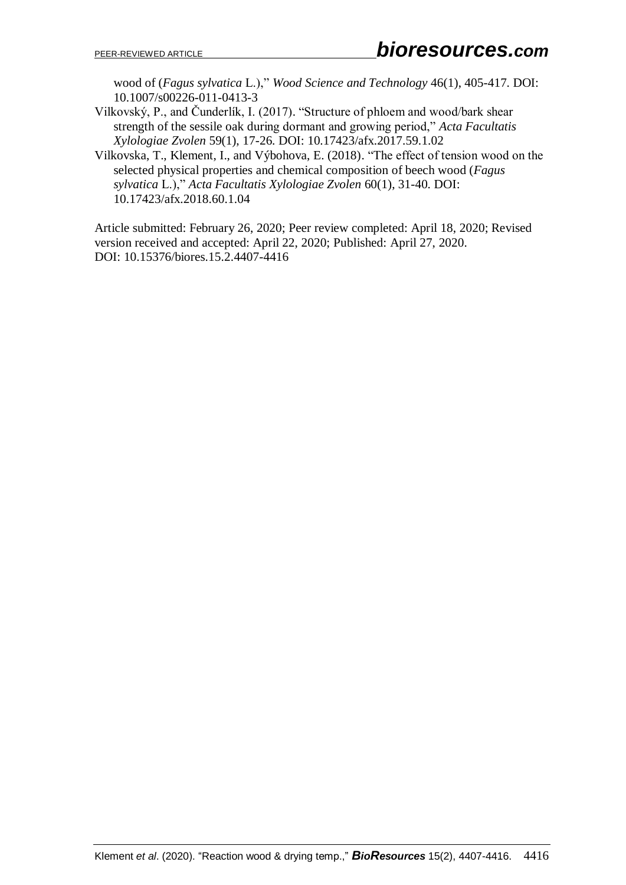wood of (*Fagus sylvatica* L.)," *Wood Science and Technology* 46(1), 405-417. DOI: 10.1007/s00226-011-0413-3

Vilkovský, P., and Čunderlík, I. (2017). "Structure of phloem and wood/bark shear strength of the sessile oak during dormant and growing period," *Acta Facultatis Xylologiae Zvolen* 59(1), 17-26. DOI: 10.17423/afx.2017.59.1.02

Vilkovska, T., Klement, I., and Výbohova, E. (2018). "The effect of tension wood on the selected physical properties and chemical composition of beech wood (*Fagus sylvatica* L.)," *Acta Facultatis Xylologiae Zvolen* 60(1), 31-40. DOI: 10.17423/afx.2018.60.1.04

Article submitted: February 26, 2020; Peer review completed: April 18, 2020; Revised version received and accepted: April 22, 2020; Published: April 27, 2020.
DOI: 10.15376/biores.15.2.4407-4416